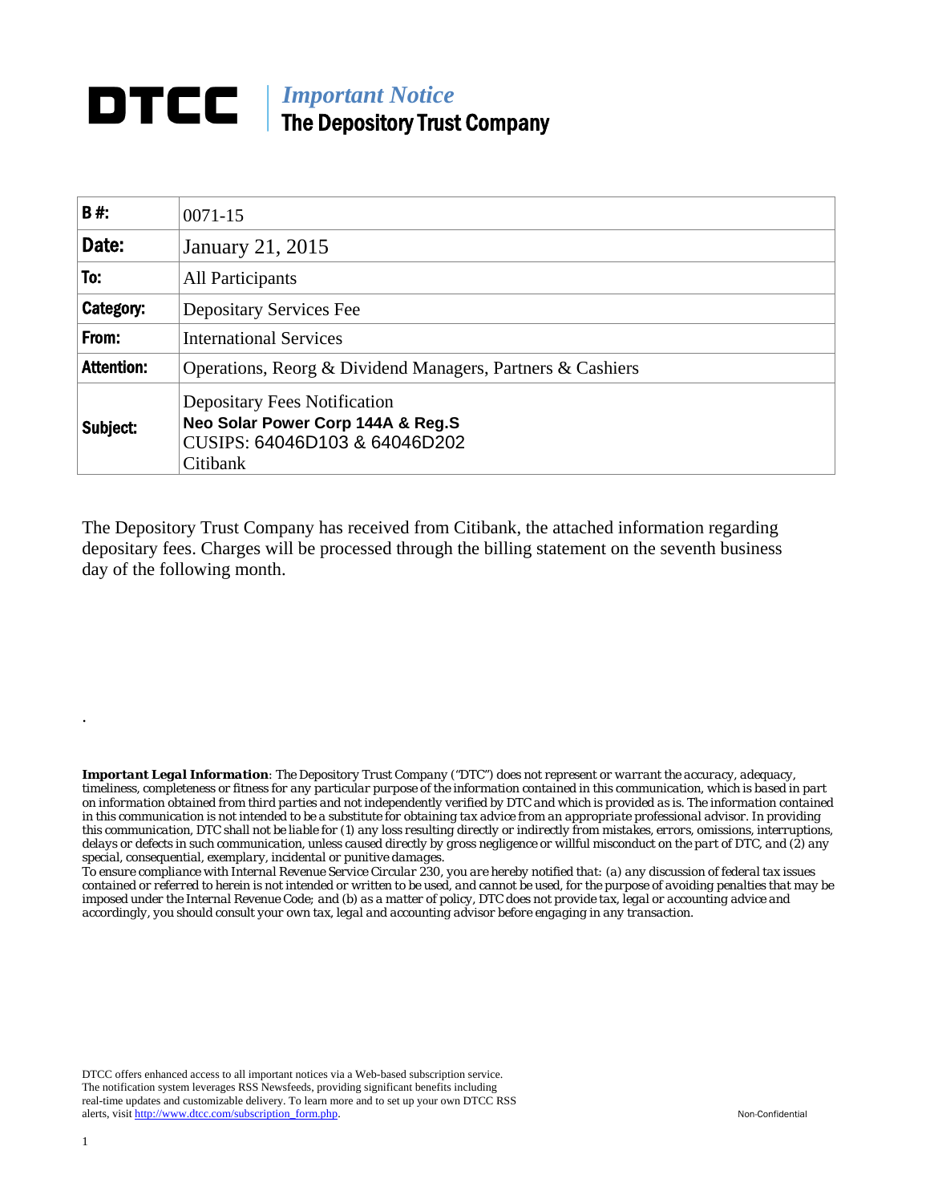# DTCC

## *Important Notice*
## The Depository Trust Company

| | |
|---|---|
| **B #:** | 0071-15 |
| **Date:** | January 21, 2015 |
| **To:** | All Participants |
| **Category:** | Depositary Services Fee |
| **From:** | International Services |
| **Attention:** | Operations, Reorg & Dividend Managers, Partners & Cashiers |
| **Subject:** | Depositary Fees Notification<br>**Neo Solar Power Corp 144A & Reg.S**<br>CUSIPS: 64046D103 & 64046D202<br>Citibank |

The Depository Trust Company has received from Citibank, the attached information regarding depositary fees. Charges will be processed through the billing statement on the seventh business day of the following month.

.

***Important Legal Information****: The Depository Trust Company ("DTC") does not represent or warrant the accuracy, adequacy, timeliness, completeness or fitness for any particular purpose of the information contained in this communication, which is based in part on information obtained from third parties and not independently verified by DTC and which is provided as is. The information contained in this communication is not intended to be a substitute for obtaining tax advice from an appropriate professional advisor. In providing this communication, DTC shall not be liable for (1) any loss resulting directly or indirectly from mistakes, errors, omissions, interruptions, delays or defects in such communication, unless caused directly by gross negligence or willful misconduct on the part of DTC, and (2) any special, consequential, exemplary, incidental or punitive damages.*

*To ensure compliance with Internal Revenue Service Circular 230, you are hereby notified that: (a) any discussion of federal tax issues contained or referred to herein is not intended or written to be used, and cannot be used, for the purpose of avoiding penalties that may be imposed under the Internal Revenue Code; and (b) as a matter of policy, DTC does not provide tax, legal or accounting advice and accordingly, you should consult your own tax, legal and accounting advisor before engaging in any transaction.*

DTCC offers enhanced access to all important notices via a Web-based subscription service. The notification system leverages RSS Newsfeeds, providing significant benefits including real-time updates and customizable delivery. To learn more and to set up your own DTCC RSS alerts, visit http://www.dtcc.com/subscription_form.php.

Non-Confidential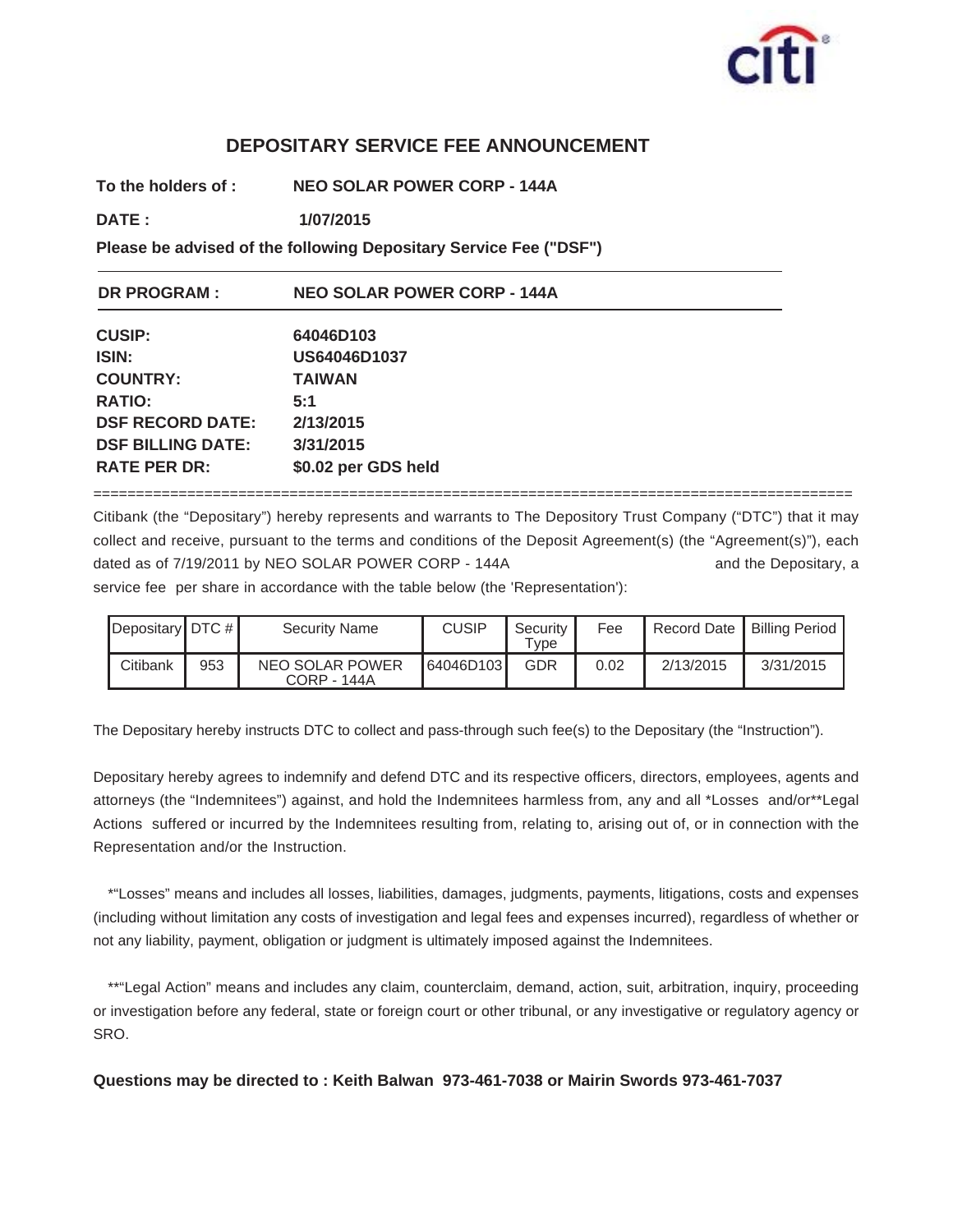# DEPOSITARY SERVICE FEE ANNOUNCEMENT

**To the holders of :** **NEO SOLAR POWER CORP - 144A**

**DATE :** **1/07/2015**

**Please be advised of the following Depositary Service Fee ("DSF")**

---

**DR PROGRAM :** **NEO SOLAR POWER CORP - 144A**

---

| | |
|---|---|
| **CUSIP:** | **64046D103** |
| **ISIN:** | **US64046D1037** |
| **COUNTRY:** | **TAIWAN** |
| **RATIO:** | **5:1** |
| **DSF RECORD DATE:** | **2/13/2015** |
| **DSF BILLING DATE:** | **3/31/2015** |
| **RATE PER DR:** | **$0.02 per GDS held** |

==========================================================================================

Citibank (the "Depositary") hereby represents and warrants to The Depository Trust Company ("DTC") that it may collect and receive, pursuant to the terms and conditions of the Deposit Agreement(s) (the "Agreement(s)"), each dated as of 7/19/2011 by NEO SOLAR POWER CORP - 144A and the Depositary, a service fee per share in accordance with the table below (the 'Representation'):

| Depositary | DTC # | Security Name | CUSIP | Security Type | Fee | Record Date | Billing Period |
|---|---|---|---|---|---|---|---|
| Citibank | 953 | NEO SOLAR POWER CORP - 144A | 64046D103 | GDR | 0.02 | 2/13/2015 | 3/31/2015 |

The Depositary hereby instructs DTC to collect and pass-through such fee(s) to the Depositary (the "Instruction").

Depositary hereby agrees to indemnify and defend DTC and its respective officers, directors, employees, agents and attorneys (the "Indemnitees") against, and hold the Indemnitees harmless from, any and all *Losses and/or**Legal Actions suffered or incurred by the Indemnitees resulting from, relating to, arising out of, or in connection with the Representation and/or the Instruction.

*"Losses" means and includes all losses, liabilities, damages, judgments, payments, litigations, costs and expenses (including without limitation any costs of investigation and legal fees and expenses incurred), regardless of whether or not any liability, payment, obligation or judgment is ultimately imposed against the Indemnitees.

**"Legal Action" means and includes any claim, counterclaim, demand, action, suit, arbitration, inquiry, proceeding or investigation before any federal, state or foreign court or other tribunal, or any investigative or regulatory agency or SRO.

**Questions may be directed to : Keith Balwan 973-461-7038 or Mairin Swords 973-461-7037**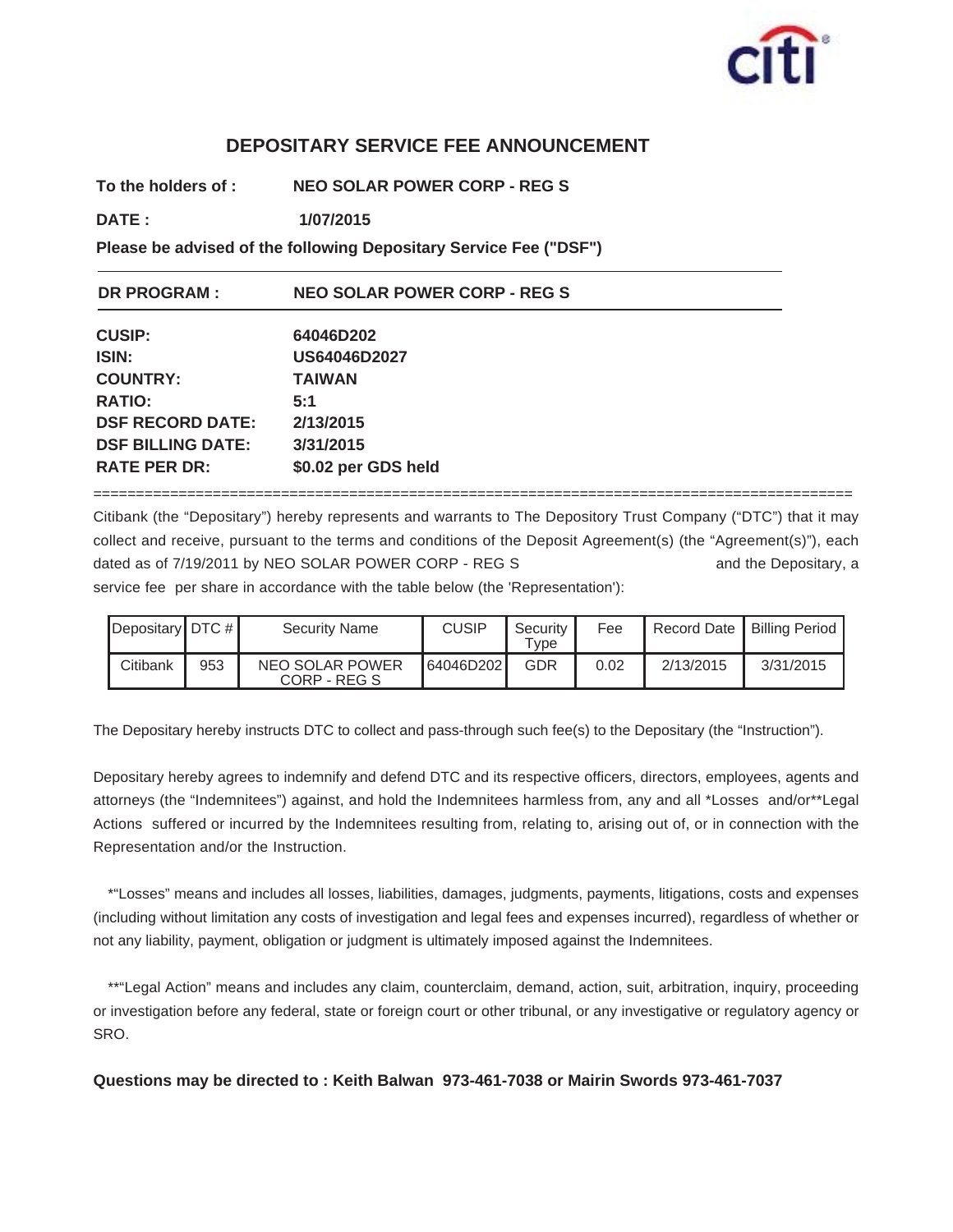## DEPOSITARY SERVICE FEE ANNOUNCEMENT

**To the holders of :** **NEO SOLAR POWER CORP - REG S**

**DATE :** **1/07/2015**

**Please be advised of the following Depositary Service Fee ("DSF")**

---

**DR PROGRAM :** **NEO SOLAR POWER CORP - REG S**

---

| | |
|---|---|
| **CUSIP:** | **64046D202** |
| **ISIN:** | **US64046D2027** |
| **COUNTRY:** | **TAIWAN** |
| **RATIO:** | **5:1** |
| **DSF RECORD DATE:** | **2/13/2015** |
| **DSF BILLING DATE:** | **3/31/2015** |
| **RATE PER DR:** | **$0.02 per GDS held** |

==========================================================================================

Citibank (the "Depositary") hereby represents and warrants to The Depository Trust Company ("DTC") that it may collect and receive, pursuant to the terms and conditions of the Deposit Agreement(s) (the "Agreement(s)"), each dated as of 7/19/2011 by NEO SOLAR POWER CORP - REG S and the Depositary, a service fee per share in accordance with the table below (the 'Representation'):

| Depositary | DTC # | Security Name | CUSIP | Security Type | Fee | Record Date | Billing Period |
|---|---|---|---|---|---|---|---|
| Citibank | 953 | NEO SOLAR POWER CORP - REG S | 64046D202 | GDR | 0.02 | 2/13/2015 | 3/31/2015 |

The Depositary hereby instructs DTC to collect and pass-through such fee(s) to the Depositary (the "Instruction").

Depositary hereby agrees to indemnify and defend DTC and its respective officers, directors, employees, agents and attorneys (the "Indemnitees") against, and hold the Indemnitees harmless from, any and all *Losses and/or**Legal Actions suffered or incurred by the Indemnitees resulting from, relating to, arising out of, or in connection with the Representation and/or the Instruction.

*"Losses" means and includes all losses, liabilities, damages, judgments, payments, litigations, costs and expenses (including without limitation any costs of investigation and legal fees and expenses incurred), regardless of whether or not any liability, payment, obligation or judgment is ultimately imposed against the Indemnitees.

**"Legal Action" means and includes any claim, counterclaim, demand, action, suit, arbitration, inquiry, proceeding or investigation before any federal, state or foreign court or other tribunal, or any investigative or regulatory agency or SRO.

**Questions may be directed to : Keith Balwan 973-461-7038 or Mairin Swords 973-461-7037**